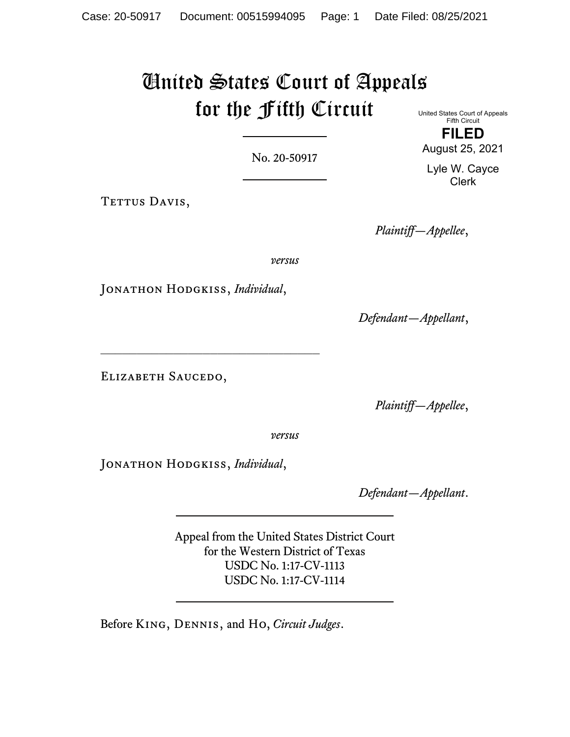# United States Court of Appeals for the Fifth Circuit

United States Court of Appeals
Fifth Circuit

**FILED**

August 25, 2021

Lyle W. Cayce
Clerk

No. 20-50917

Tettus Davis,

*Plaintiff—Appellee*,

*versus*

Jonathon Hodgkiss, *Individual*,

*Defendant—Appellant*,

---

Elizabeth Saucedo,

*Plaintiff—Appellee*,

*versus*

Jonathon Hodgkiss, *Individual*,

*Defendant—Appellant*.

---

Appeal from the United States District Court
for the Western District of Texas
USDC No. 1:17-CV-1113
USDC No. 1:17-CV-1114

---

Before King, Dennis, and Ho, *Circuit Judges*.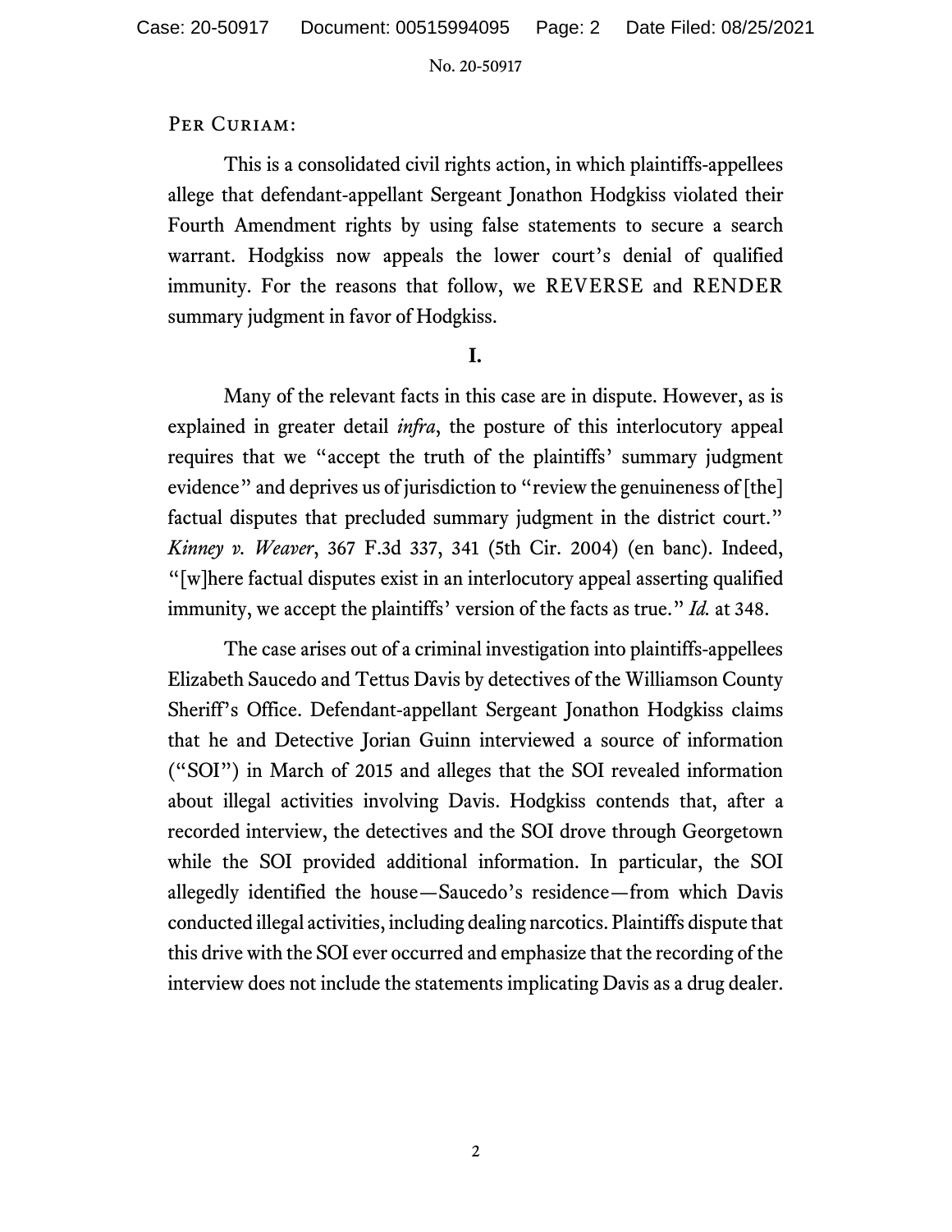Per Curiam:

This is a consolidated civil rights action, in which plaintiffs-appellees allege that defendant-appellant Sergeant Jonathon Hodgkiss violated their Fourth Amendment rights by using false statements to secure a search warrant. Hodgkiss now appeals the lower court's denial of qualified immunity. For the reasons that follow, we REVERSE and RENDER summary judgment in favor of Hodgkiss.

## I.

Many of the relevant facts in this case are in dispute. However, as is explained in greater detail *infra*, the posture of this interlocutory appeal requires that we "accept the truth of the plaintiffs' summary judgment evidence" and deprives us of jurisdiction to "review the genuineness of [the] factual disputes that precluded summary judgment in the district court." *Kinney v. Weaver*, 367 F.3d 337, 341 (5th Cir. 2004) (en banc). Indeed, "[w]here factual disputes exist in an interlocutory appeal asserting qualified immunity, we accept the plaintiffs' version of the facts as true." *Id.* at 348.

The case arises out of a criminal investigation into plaintiffs-appellees Elizabeth Saucedo and Tettus Davis by detectives of the Williamson County Sheriff's Office. Defendant-appellant Sergeant Jonathon Hodgkiss claims that he and Detective Jorian Guinn interviewed a source of information ("SOI") in March of 2015 and alleges that the SOI revealed information about illegal activities involving Davis. Hodgkiss contends that, after a recorded interview, the detectives and the SOI drove through Georgetown while the SOI provided additional information. In particular, the SOI allegedly identified the house—Saucedo's residence—from which Davis conducted illegal activities, including dealing narcotics. Plaintiffs dispute that this drive with the SOI ever occurred and emphasize that the recording of the interview does not include the statements implicating Davis as a drug dealer.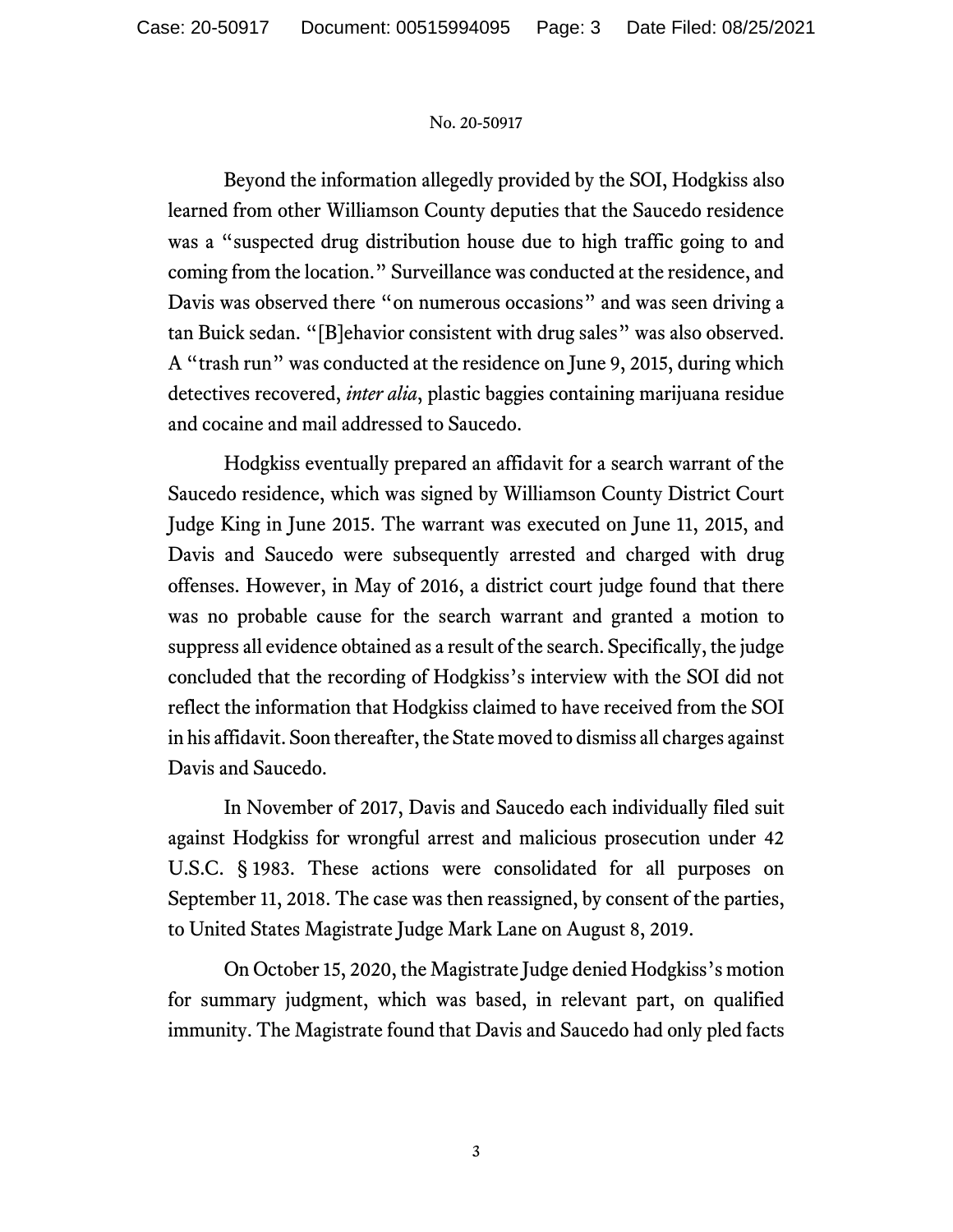Beyond the information allegedly provided by the SOI, Hodgkiss also learned from other Williamson County deputies that the Saucedo residence was a "suspected drug distribution house due to high traffic going to and coming from the location." Surveillance was conducted at the residence, and Davis was observed there "on numerous occasions" and was seen driving a tan Buick sedan. "[B]ehavior consistent with drug sales" was also observed. A "trash run" was conducted at the residence on June 9, 2015, during which detectives recovered, *inter alia*, plastic baggies containing marijuana residue and cocaine and mail addressed to Saucedo.

Hodgkiss eventually prepared an affidavit for a search warrant of the Saucedo residence, which was signed by Williamson County District Court Judge King in June 2015. The warrant was executed on June 11, 2015, and Davis and Saucedo were subsequently arrested and charged with drug offenses. However, in May of 2016, a district court judge found that there was no probable cause for the search warrant and granted a motion to suppress all evidence obtained as a result of the search. Specifically, the judge concluded that the recording of Hodgkiss's interview with the SOI did not reflect the information that Hodgkiss claimed to have received from the SOI in his affidavit. Soon thereafter, the State moved to dismiss all charges against Davis and Saucedo.

In November of 2017, Davis and Saucedo each individually filed suit against Hodgkiss for wrongful arrest and malicious prosecution under 42 U.S.C. § 1983. These actions were consolidated for all purposes on September 11, 2018. The case was then reassigned, by consent of the parties, to United States Magistrate Judge Mark Lane on August 8, 2019.

On October 15, 2020, the Magistrate Judge denied Hodgkiss's motion for summary judgment, which was based, in relevant part, on qualified immunity. The Magistrate found that Davis and Saucedo had only pled facts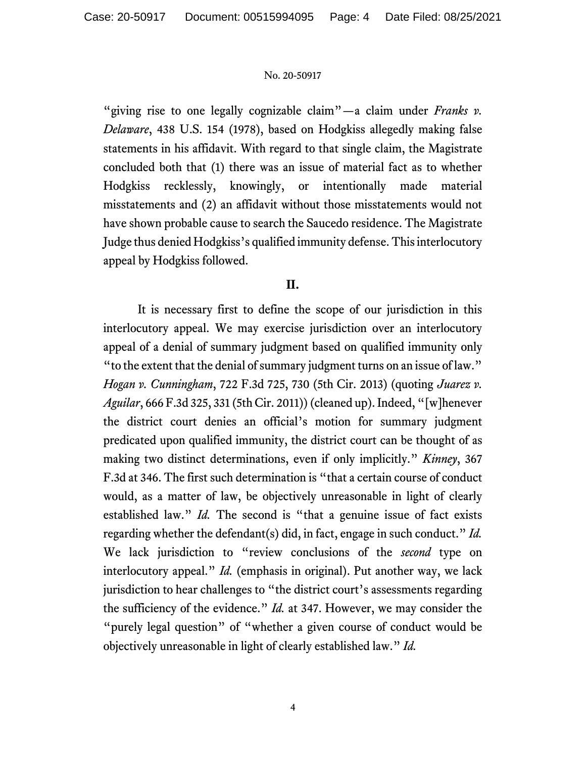"giving rise to one legally cognizable claim"—a claim under *Franks v. Delaware*, 438 U.S. 154 (1978), based on Hodgkiss allegedly making false statements in his affidavit. With regard to that single claim, the Magistrate concluded both that (1) there was an issue of material fact as to whether Hodgkiss recklessly, knowingly, or intentionally made material misstatements and (2) an affidavit without those misstatements would not have shown probable cause to search the Saucedo residence. The Magistrate Judge thus denied Hodgkiss's qualified immunity defense. This interlocutory appeal by Hodgkiss followed.

## II.

It is necessary first to define the scope of our jurisdiction in this interlocutory appeal. We may exercise jurisdiction over an interlocutory appeal of a denial of summary judgment based on qualified immunity only "to the extent that the denial of summary judgment turns on an issue of law." *Hogan v. Cunningham*, 722 F.3d 725, 730 (5th Cir. 2013) (quoting *Juarez v. Aguilar*, 666 F.3d 325, 331 (5th Cir. 2011)) (cleaned up). Indeed, "[w]henever the district court denies an official's motion for summary judgment predicated upon qualified immunity, the district court can be thought of as making two distinct determinations, even if only implicitly." *Kinney*, 367 F.3d at 346. The first such determination is "that a certain course of conduct would, as a matter of law, be objectively unreasonable in light of clearly established law." *Id.* The second is "that a genuine issue of fact exists regarding whether the defendant(s) did, in fact, engage in such conduct." *Id.* We lack jurisdiction to "review conclusions of the *second* type on interlocutory appeal." *Id.* (emphasis in original). Put another way, we lack jurisdiction to hear challenges to "the district court's assessments regarding the sufficiency of the evidence." *Id.* at 347. However, we may consider the "purely legal question" of "whether a given course of conduct would be objectively unreasonable in light of clearly established law." *Id.*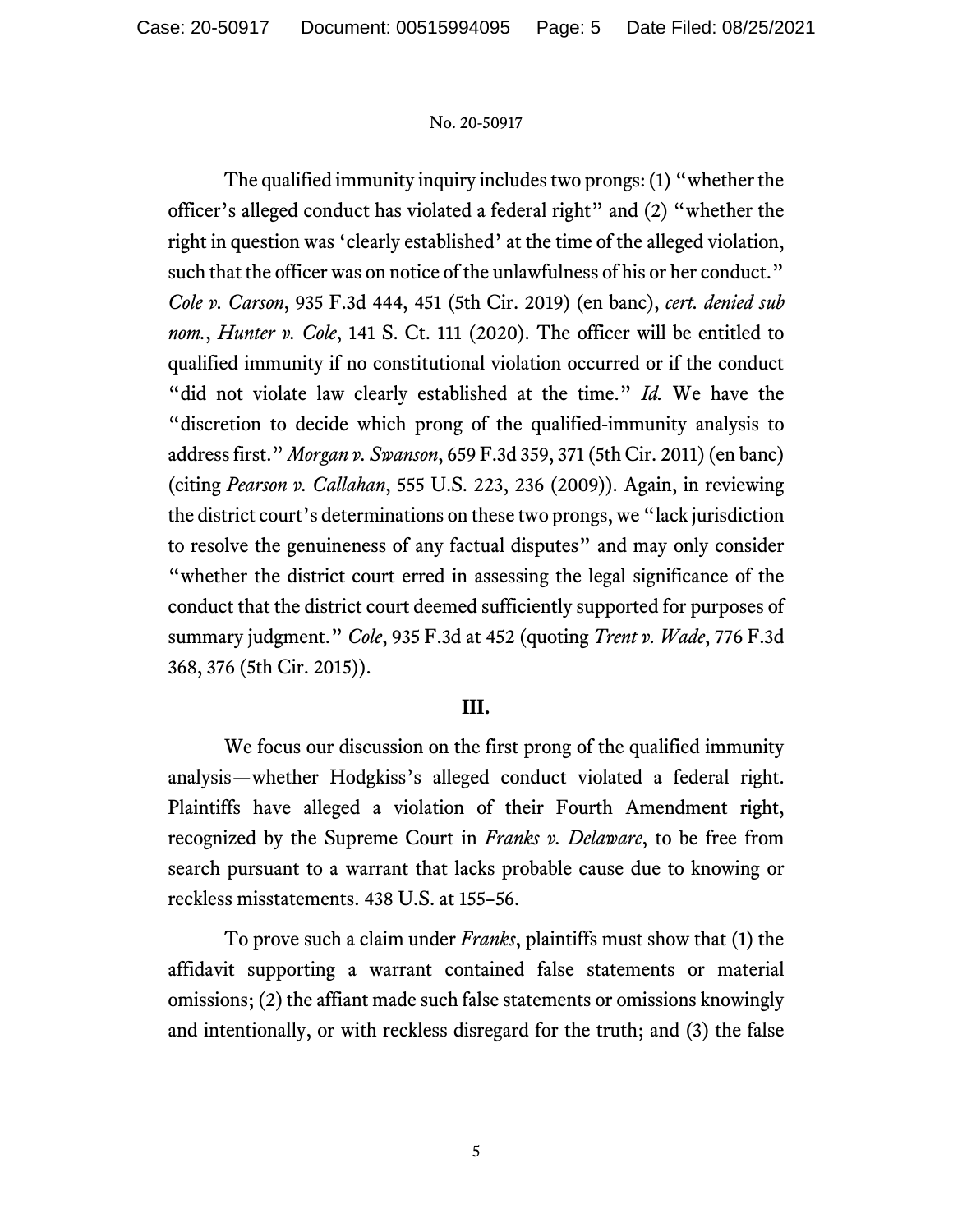The qualified immunity inquiry includes two prongs: (1) "whether the officer's alleged conduct has violated a federal right" and (2) "whether the right in question was 'clearly established' at the time of the alleged violation, such that the officer was on notice of the unlawfulness of his or her conduct." *Cole v. Carson*, 935 F.3d 444, 451 (5th Cir. 2019) (en banc), *cert. denied sub nom.*, *Hunter v. Cole*, 141 S. Ct. 111 (2020). The officer will be entitled to qualified immunity if no constitutional violation occurred or if the conduct "did not violate law clearly established at the time." *Id.* We have the "discretion to decide which prong of the qualified-immunity analysis to address first." *Morgan v. Swanson*, 659 F.3d 359, 371 (5th Cir. 2011) (en banc) (citing *Pearson v. Callahan*, 555 U.S. 223, 236 (2009)). Again, in reviewing the district court's determinations on these two prongs, we "lack jurisdiction to resolve the genuineness of any factual disputes" and may only consider "whether the district court erred in assessing the legal significance of the conduct that the district court deemed sufficiently supported for purposes of summary judgment." *Cole*, 935 F.3d at 452 (quoting *Trent v. Wade*, 776 F.3d 368, 376 (5th Cir. 2015)).

## III.

We focus our discussion on the first prong of the qualified immunity analysis—whether Hodgkiss's alleged conduct violated a federal right. Plaintiffs have alleged a violation of their Fourth Amendment right, recognized by the Supreme Court in *Franks v. Delaware*, to be free from search pursuant to a warrant that lacks probable cause due to knowing or reckless misstatements. 438 U.S. at 155–56.

To prove such a claim under *Franks*, plaintiffs must show that (1) the affidavit supporting a warrant contained false statements or material omissions; (2) the affiant made such false statements or omissions knowingly and intentionally, or with reckless disregard for the truth; and (3) the false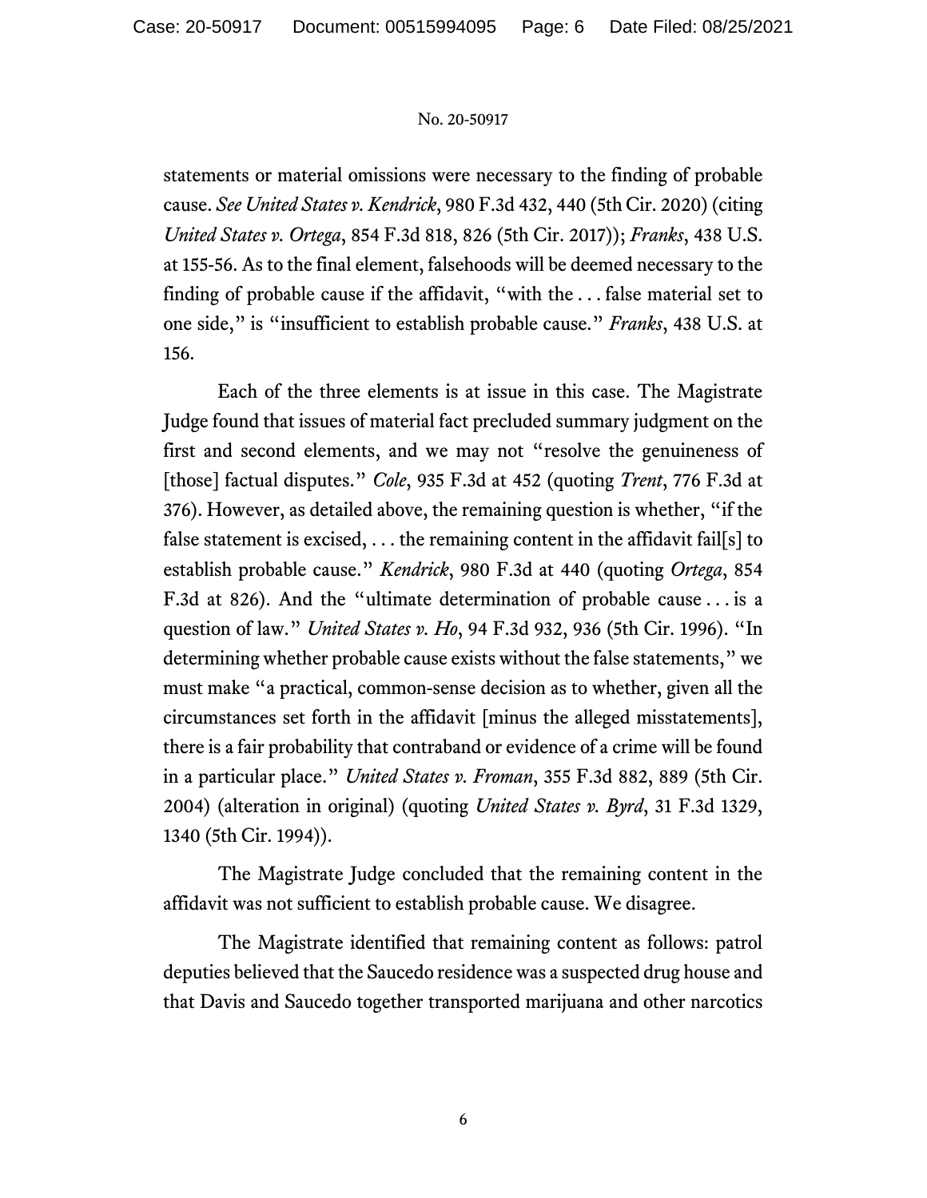statements or material omissions were necessary to the finding of probable cause. *See United States v. Kendrick*, 980 F.3d 432, 440 (5th Cir. 2020) (citing *United States v. Ortega*, 854 F.3d 818, 826 (5th Cir. 2017)); *Franks*, 438 U.S. at 155-56. As to the final element, falsehoods will be deemed necessary to the finding of probable cause if the affidavit, "with the . . . false material set to one side," is "insufficient to establish probable cause." *Franks*, 438 U.S. at 156.

Each of the three elements is at issue in this case. The Magistrate Judge found that issues of material fact precluded summary judgment on the first and second elements, and we may not "resolve the genuineness of [those] factual disputes." *Cole*, 935 F.3d at 452 (quoting *Trent*, 776 F.3d at 376). However, as detailed above, the remaining question is whether, "if the false statement is excised, . . . the remaining content in the affidavit fail[s] to establish probable cause." *Kendrick*, 980 F.3d at 440 (quoting *Ortega*, 854 F.3d at 826). And the "ultimate determination of probable cause . . . is a question of law." *United States v. Ho*, 94 F.3d 932, 936 (5th Cir. 1996). "In determining whether probable cause exists without the false statements," we must make "a practical, common-sense decision as to whether, given all the circumstances set forth in the affidavit [minus the alleged misstatements], there is a fair probability that contraband or evidence of a crime will be found in a particular place." *United States v. Froman*, 355 F.3d 882, 889 (5th Cir. 2004) (alteration in original) (quoting *United States v. Byrd*, 31 F.3d 1329, 1340 (5th Cir. 1994)).

The Magistrate Judge concluded that the remaining content in the affidavit was not sufficient to establish probable cause. We disagree.

The Magistrate identified that remaining content as follows: patrol deputies believed that the Saucedo residence was a suspected drug house and that Davis and Saucedo together transported marijuana and other narcotics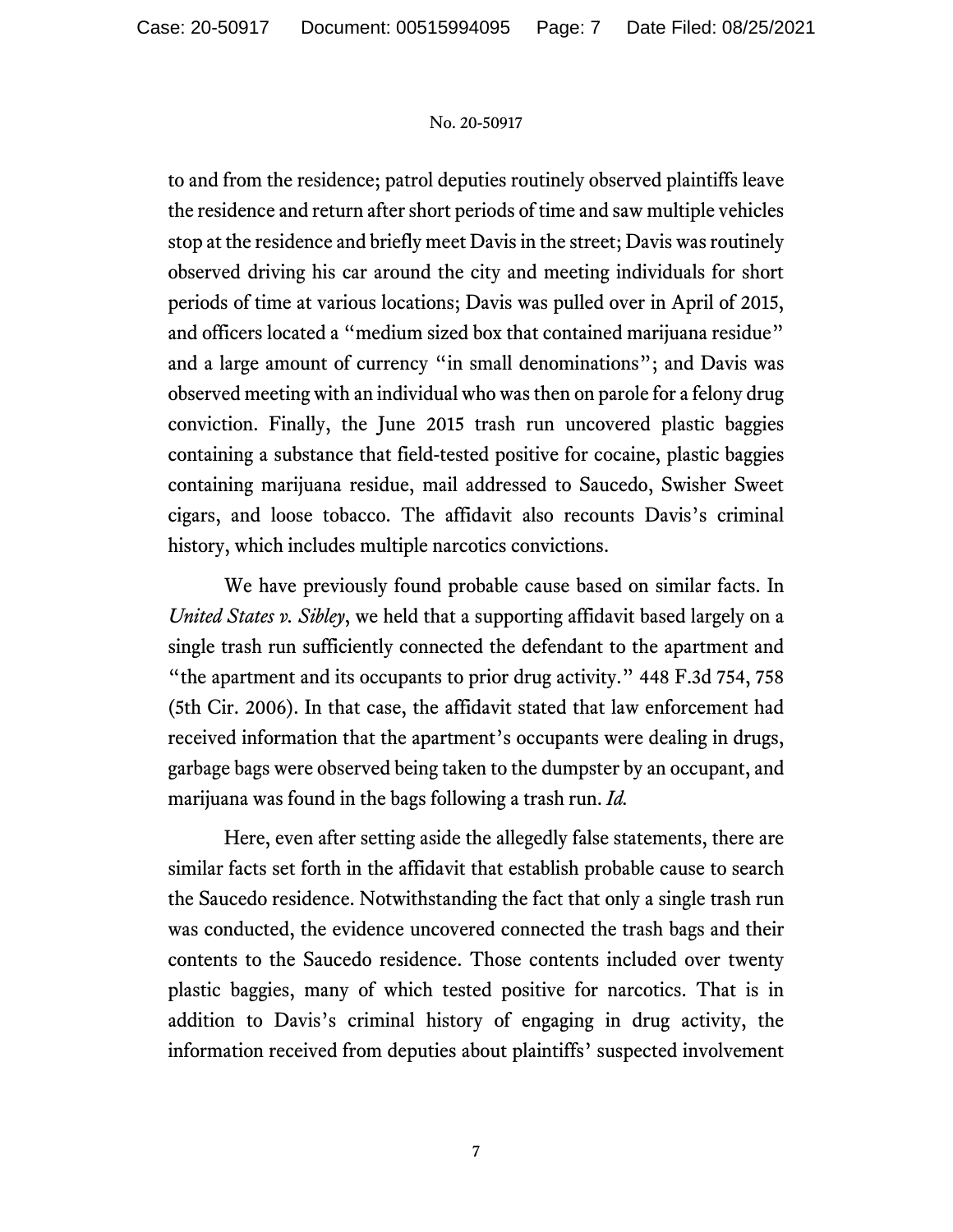to and from the residence; patrol deputies routinely observed plaintiffs leave the residence and return after short periods of time and saw multiple vehicles stop at the residence and briefly meet Davis in the street; Davis was routinely observed driving his car around the city and meeting individuals for short periods of time at various locations; Davis was pulled over in April of 2015, and officers located a "medium sized box that contained marijuana residue" and a large amount of currency "in small denominations"; and Davis was observed meeting with an individual who was then on parole for a felony drug conviction. Finally, the June 2015 trash run uncovered plastic baggies containing a substance that field-tested positive for cocaine, plastic baggies containing marijuana residue, mail addressed to Saucedo, Swisher Sweet cigars, and loose tobacco. The affidavit also recounts Davis's criminal history, which includes multiple narcotics convictions.

We have previously found probable cause based on similar facts. In *United States v. Sibley*, we held that a supporting affidavit based largely on a single trash run sufficiently connected the defendant to the apartment and "the apartment and its occupants to prior drug activity." 448 F.3d 754, 758 (5th Cir. 2006). In that case, the affidavit stated that law enforcement had received information that the apartment's occupants were dealing in drugs, garbage bags were observed being taken to the dumpster by an occupant, and marijuana was found in the bags following a trash run. *Id.*

Here, even after setting aside the allegedly false statements, there are similar facts set forth in the affidavit that establish probable cause to search the Saucedo residence. Notwithstanding the fact that only a single trash run was conducted, the evidence uncovered connected the trash bags and their contents to the Saucedo residence. Those contents included over twenty plastic baggies, many of which tested positive for narcotics. That is in addition to Davis's criminal history of engaging in drug activity, the information received from deputies about plaintiffs' suspected involvement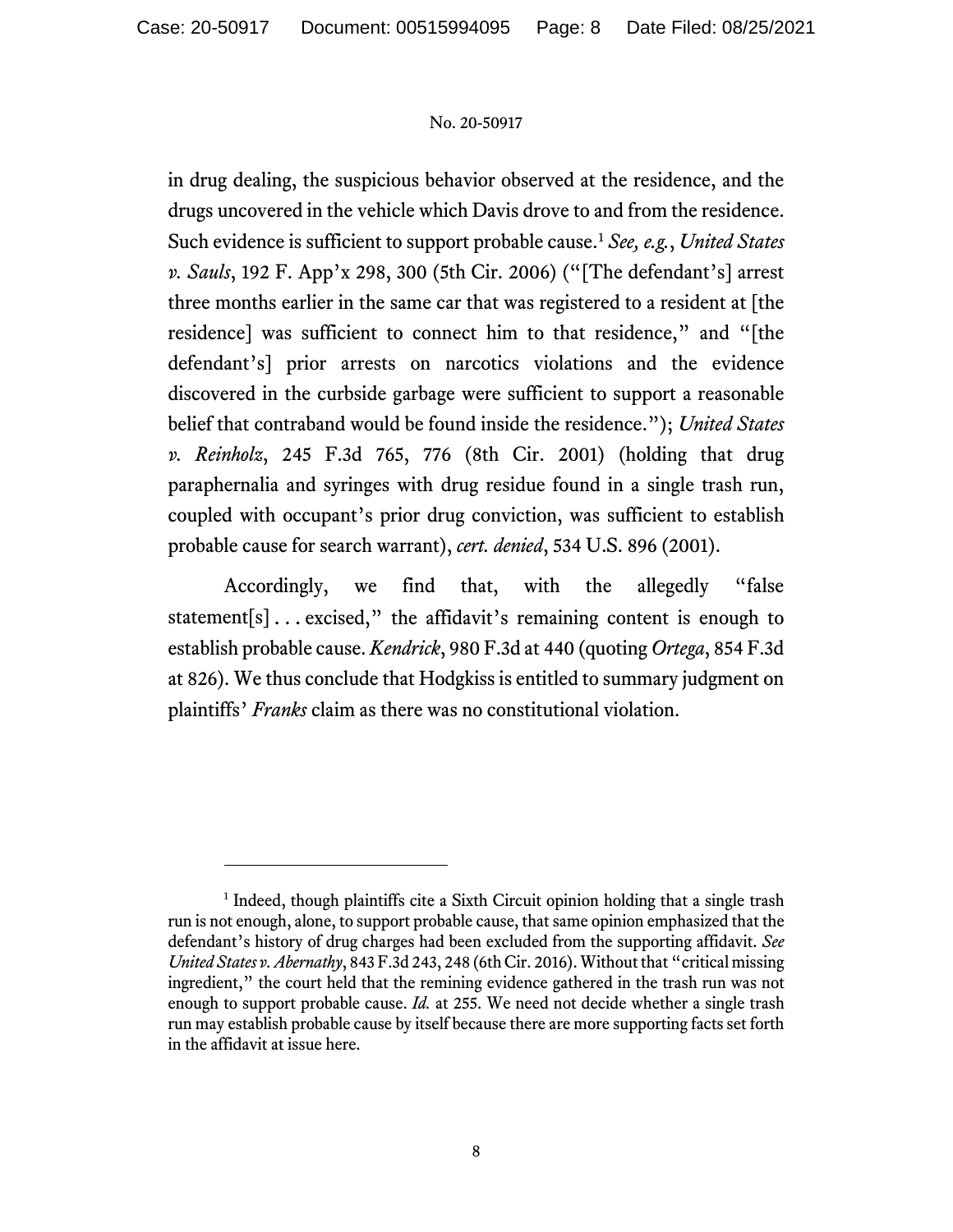in drug dealing, the suspicious behavior observed at the residence, and the drugs uncovered in the vehicle which Davis drove to and from the residence. Such evidence is sufficient to support probable cause.[1] *See, e.g.*, *United States v. Sauls*, 192 F. App'x 298, 300 (5th Cir. 2006) ("[The defendant's] arrest three months earlier in the same car that was registered to a resident at [the residence] was sufficient to connect him to that residence," and "[the defendant's] prior arrests on narcotics violations and the evidence discovered in the curbside garbage were sufficient to support a reasonable belief that contraband would be found inside the residence."); *United States v. Reinholz*, 245 F.3d 765, 776 (8th Cir. 2001) (holding that drug paraphernalia and syringes with drug residue found in a single trash run, coupled with occupant's prior drug conviction, was sufficient to establish probable cause for search warrant), *cert. denied*, 534 U.S. 896 (2001).

Accordingly, we find that, with the allegedly "false statement[s] . . . excised," the affidavit's remaining content is enough to establish probable cause. *Kendrick*, 980 F.3d at 440 (quoting *Ortega*, 854 F.3d at 826). We thus conclude that Hodgkiss is entitled to summary judgment on plaintiffs' *Franks* claim as there was no constitutional violation.

---

[1] Indeed, though plaintiffs cite a Sixth Circuit opinion holding that a single trash run is not enough, alone, to support probable cause, that same opinion emphasized that the defendant's history of drug charges had been excluded from the supporting affidavit. *See United States v. Abernathy*, 843 F.3d 243, 248 (6th Cir. 2016). Without that "critical missing ingredient," the court held that the remining evidence gathered in the trash run was not enough to support probable cause. *Id.* at 255. We need not decide whether a single trash run may establish probable cause by itself because there are more supporting facts set forth in the affidavit at issue here.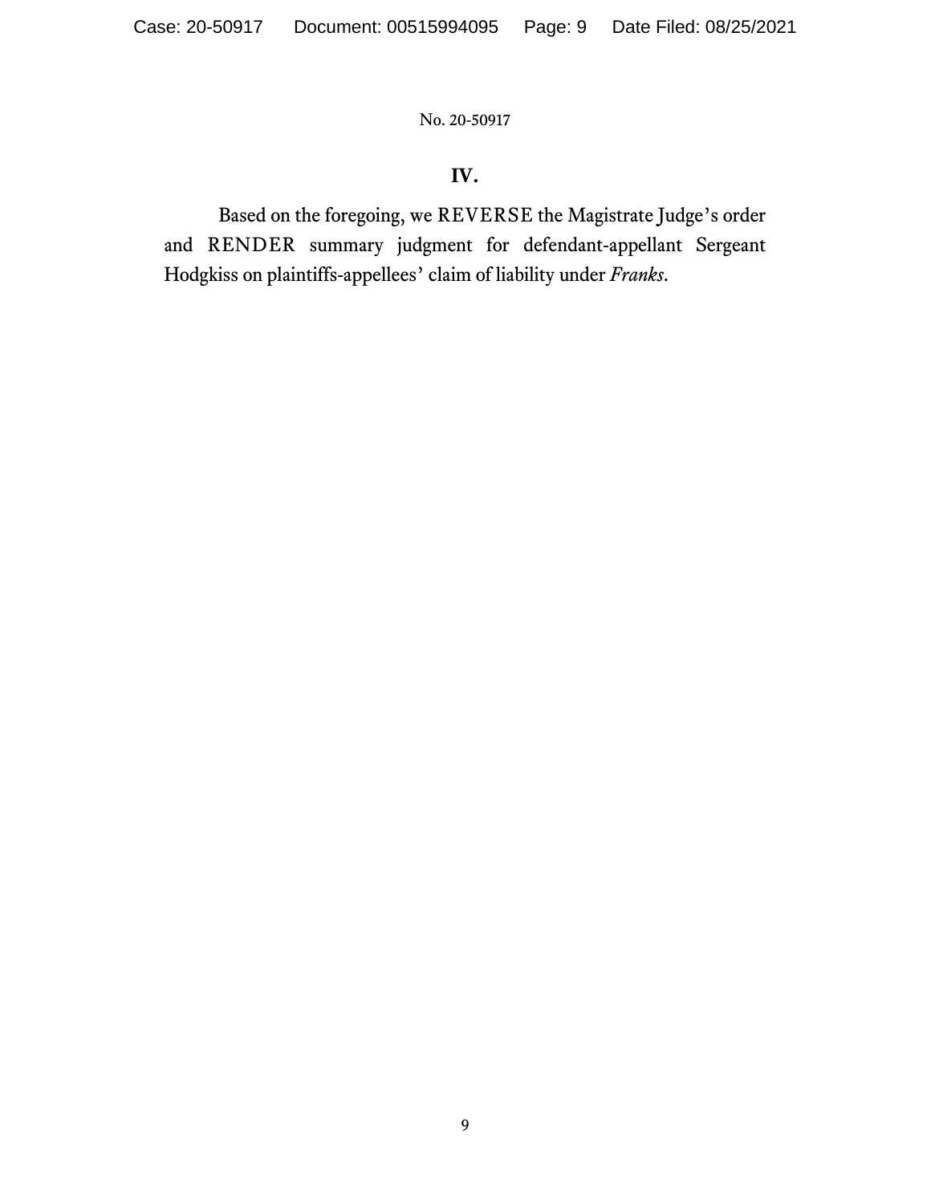## IV.

Based on the foregoing, we REVERSE the Magistrate Judge's order and RENDER summary judgment for defendant-appellant Sergeant Hodgkiss on plaintiffs-appellees' claim of liability under *Franks*.